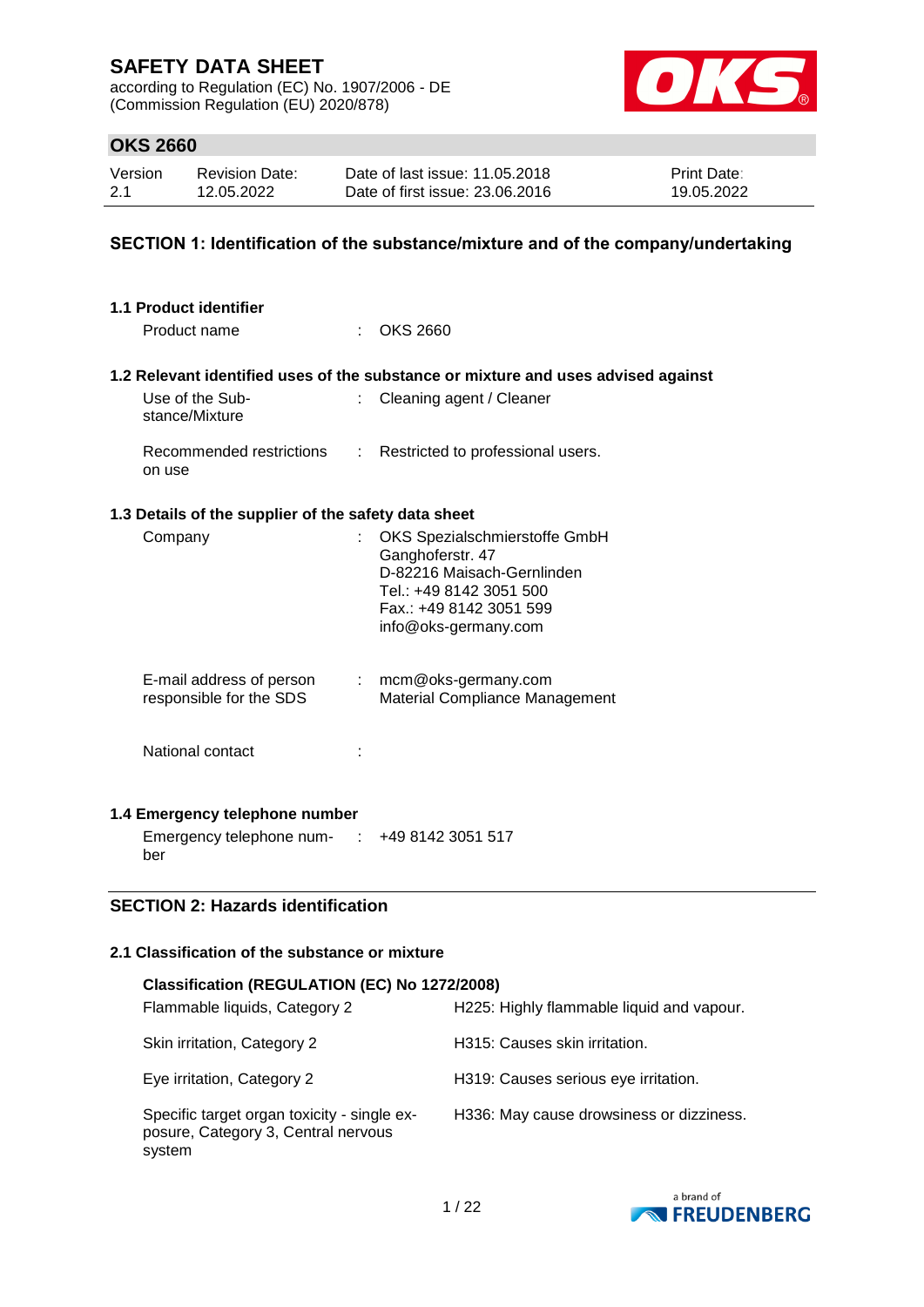# SAFETY DATA SHEET

according to Regulation (EC) No. 1907/2006 - DE
(Commission Regulation (EU) 2020/878)

## OKS 2660

| Version | Revision Date: | Date of last issue: 11.05.2018 | Print Date: |
|---|---|---|---|
| 2.1 | 12.05.2022 | Date of first issue: 23.06.2016 | 19.05.2022 |

## SECTION 1: Identification of the substance/mixture and of the company/undertaking

### 1.1 Product identifier

Product name : OKS 2660

### 1.2 Relevant identified uses of the substance or mixture and uses advised against

Use of the Substance/Mixture : Cleaning agent / Cleaner

Recommended restrictions on use : Restricted to professional users.

### 1.3 Details of the supplier of the safety data sheet

Company : OKS Spezialschmierstoffe GmbH
Ganghoferstr. 47
D-82216 Maisach-Gernlinden
Tel.: +49 8142 3051 500
Fax.: +49 8142 3051 599
info@oks-germany.com

E-mail address of person responsible for the SDS : mcm@oks-germany.com
Material Compliance Management

National contact :

### 1.4 Emergency telephone number

Emergency telephone number : +49 8142 3051 517

## SECTION 2: Hazards identification

### 2.1 Classification of the substance or mixture

**Classification (REGULATION (EC) No 1272/2008)**

| | |
|---|---|
| Flammable liquids, Category 2 | H225: Highly flammable liquid and vapour. |
| Skin irritation, Category 2 | H315: Causes skin irritation. |
| Eye irritation, Category 2 | H319: Causes serious eye irritation. |
| Specific target organ toxicity - single exposure, Category 3, Central nervous system | H336: May cause drowsiness or dizziness. |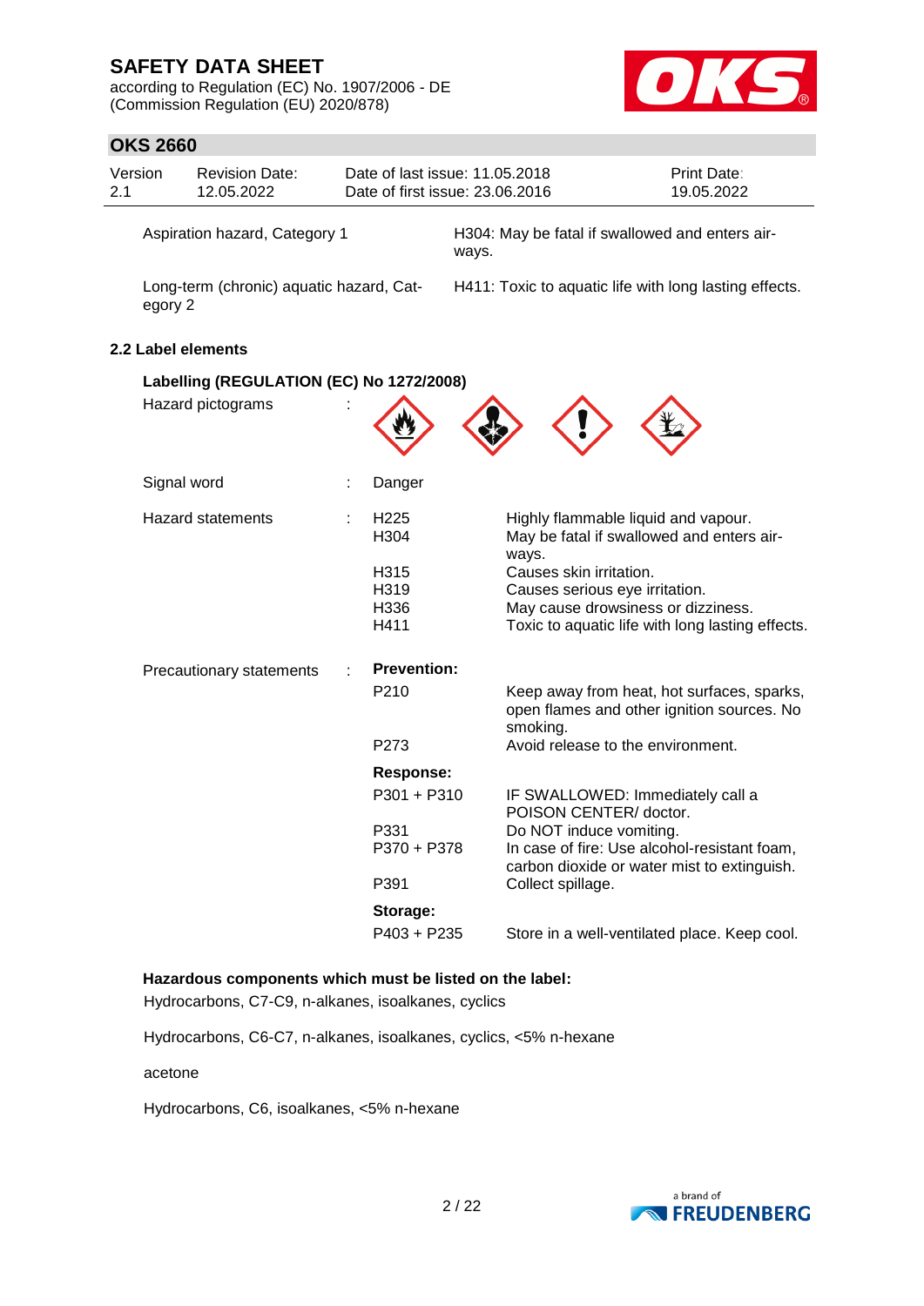| | |
|---|---|
| Aspiration hazard, Category 1 | H304: May be fatal if swallowed and enters airways. |
| Long-term (chronic) aquatic hazard, Category 2 | H411: Toxic to aquatic life with long lasting effects. |

### 2.2 Label elements

**Labelling (REGULATION (EC) No 1272/2008)**

Hazard pictograms :

Signal word : Danger

Hazard statements :

| | |
|---|---|
| H225 | Highly flammable liquid and vapour. |
| H304 | May be fatal if swallowed and enters airways. |
| H315 | Causes skin irritation. |
| H319 | Causes serious eye irritation. |
| H336 | May cause drowsiness or dizziness. |
| H411 | Toxic to aquatic life with long lasting effects. |

Precautionary statements :

**Prevention:**

| | |
|---|---|
| P210 | Keep away from heat, hot surfaces, sparks, open flames and other ignition sources. No smoking. |
| P273 | Avoid release to the environment. |

**Response:**

| | |
|---|---|
| P301 + P310 | IF SWALLOWED: Immediately call a POISON CENTER/ doctor. |
| P331 | Do NOT induce vomiting. |
| P370 + P378 | In case of fire: Use alcohol-resistant foam, carbon dioxide or water mist to extinguish. |
| P391 | Collect spillage. |

**Storage:**

| | |
|---|---|
| P403 + P235 | Store in a well-ventilated place. Keep cool. |

**Hazardous components which must be listed on the label:**

Hydrocarbons, C7-C9, n-alkanes, isoalkanes, cyclics

Hydrocarbons, C6-C7, n-alkanes, isoalkanes, cyclics, <5% n-hexane

acetone

Hydrocarbons, C6, isoalkanes, <5% n-hexane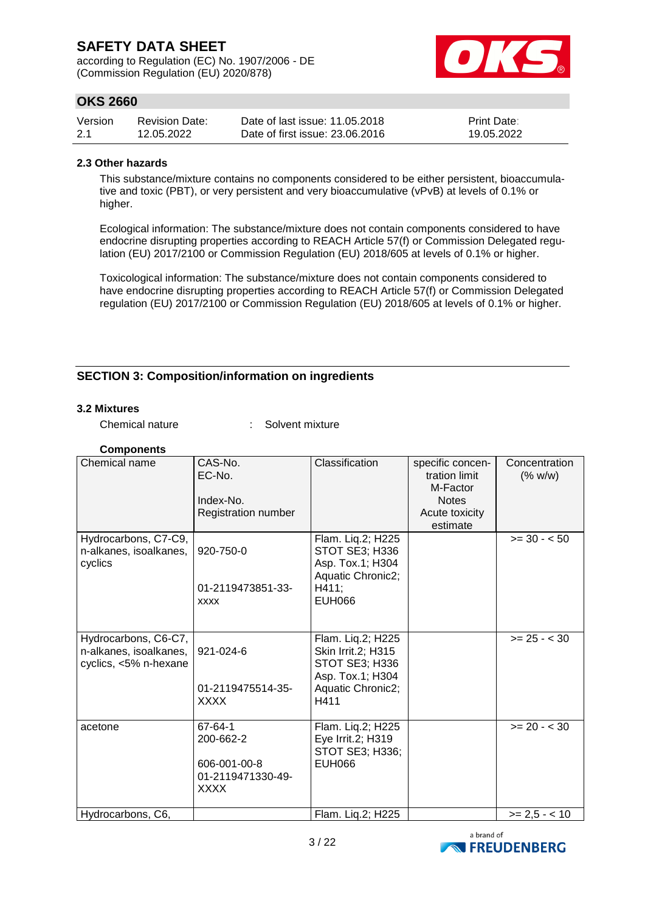### 2.3 Other hazards

This substance/mixture contains no components considered to be either persistent, bioaccumulative and toxic (PBT), or very persistent and very bioaccumulative (vPvB) at levels of 0.1% or higher.

Ecological information: The substance/mixture does not contain components considered to have endocrine disrupting properties according to REACH Article 57(f) or Commission Delegated regulation (EU) 2017/2100 or Commission Regulation (EU) 2018/605 at levels of 0.1% or higher.

Toxicological information: The substance/mixture does not contain components considered to have endocrine disrupting properties according to REACH Article 57(f) or Commission Delegated regulation (EU) 2017/2100 or Commission Regulation (EU) 2018/605 at levels of 0.1% or higher.

## SECTION 3: Composition/information on ingredients

### 3.2 Mixtures

Chemical nature : Solvent mixture

**Components**

| Chemical name | CAS-No.<br>EC-No.<br><br>Index-No.<br>Registration number | Classification | specific concentration limit<br>M-Factor<br>Notes<br>Acute toxicity estimate | Concentration (% w/w) |
|---|---|---|---|---|
| Hydrocarbons, C7-C9, n-alkanes, isoalkanes, cyclics | 920-750-0<br><br>01-2119473851-33-xxxx | Flam. Liq.2; H225<br>STOT SE3; H336<br>Asp. Tox.1; H304<br>Aquatic Chronic2; H411;<br>EUH066 | | >= 30 - < 50 |
| Hydrocarbons, C6-C7, n-alkanes, isoalkanes, cyclics, <5% n-hexane | 921-024-6<br><br>01-2119475514-35-XXXX | Flam. Liq.2; H225<br>Skin Irrit.2; H315<br>STOT SE3; H336<br>Asp. Tox.1; H304<br>Aquatic Chronic2; H411 | | >= 25 - < 30 |
| acetone | 67-64-1<br>200-662-2<br><br>606-001-00-8<br>01-2119471330-49-XXXX | Flam. Liq.2; H225<br>Eye Irrit.2; H319<br>STOT SE3; H336;<br>EUH066 | | >= 20 - < 30 |
| Hydrocarbons, C6, | | Flam. Liq.2; H225 | | >= 2,5 - < 10 |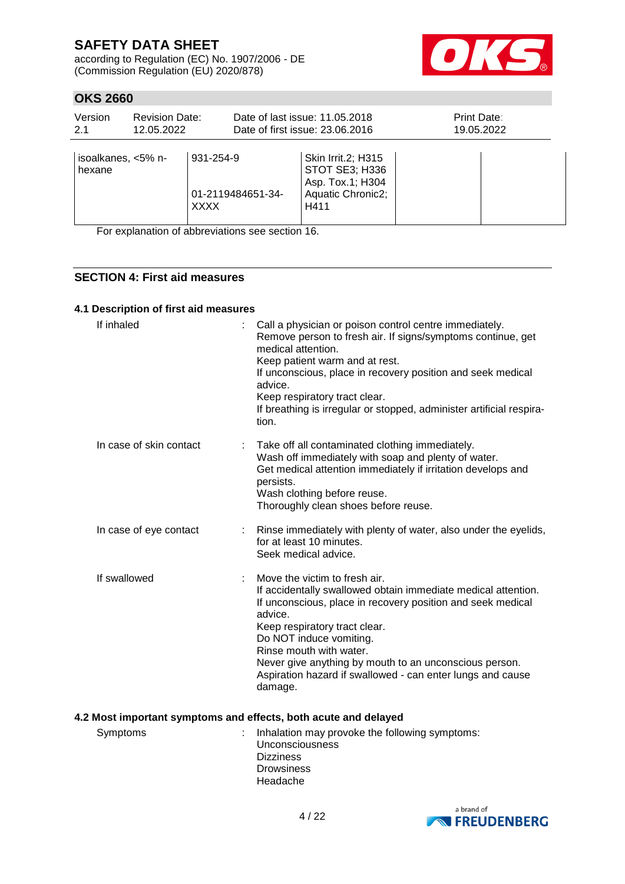| isoalkanes, <5% n-hexane | 931-254-9<br><br>01-2119484651-34-XXXX | Skin Irrit.2; H315<br>STOT SE3; H336<br>Asp. Tox.1; H304<br>Aquatic Chronic2; H411 | | |
|---|---|---|---|---|

For explanation of abbreviations see section 16.

## SECTION 4: First aid measures

### 4.1 Description of first aid measures

If inhaled : Call a physician or poison control centre immediately.
Remove person to fresh air. If signs/symptoms continue, get medical attention.
Keep patient warm and at rest.
If unconscious, place in recovery position and seek medical advice.
Keep respiratory tract clear.
If breathing is irregular or stopped, administer artificial respiration.

In case of skin contact : Take off all contaminated clothing immediately.
Wash off immediately with soap and plenty of water.
Get medical attention immediately if irritation develops and persists.
Wash clothing before reuse.
Thoroughly clean shoes before reuse.

In case of eye contact : Rinse immediately with plenty of water, also under the eyelids, for at least 10 minutes.
Seek medical advice.

If swallowed : Move the victim to fresh air.
If accidentally swallowed obtain immediate medical attention.
If unconscious, place in recovery position and seek medical advice.
Keep respiratory tract clear.
Do NOT induce vomiting.
Rinse mouth with water.
Never give anything by mouth to an unconscious person.
Aspiration hazard if swallowed - can enter lungs and cause damage.

### 4.2 Most important symptoms and effects, both acute and delayed

Symptoms : Inhalation may provoke the following symptoms:
Unconsciousness
Dizziness
Drowsiness
Headache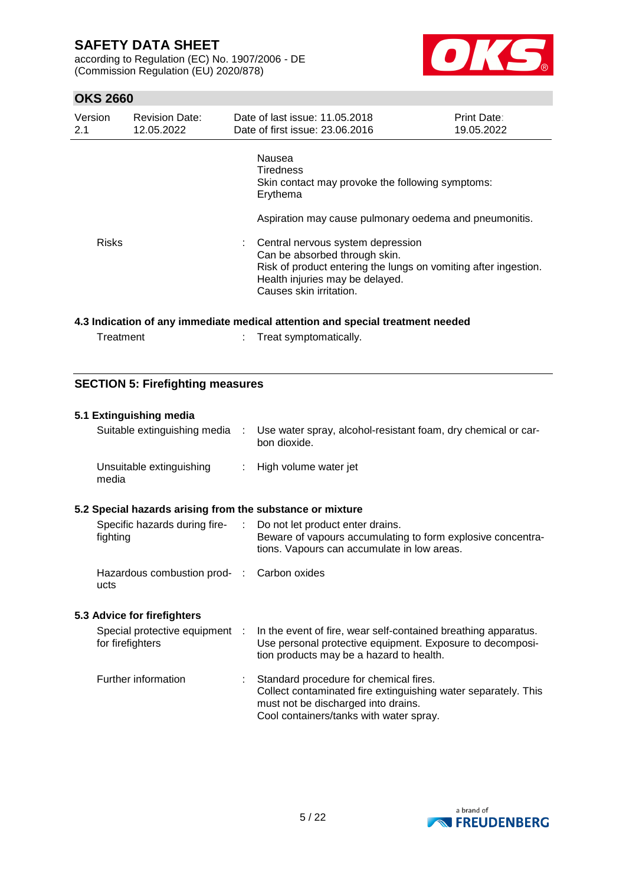| | |
|---|---|
| | Nausea<br>Tiredness<br>Skin contact may provoke the following symptoms:<br>Erythema<br><br>Aspiration may cause pulmonary oedema and pneumonitis. |
| Risks | : Central nervous system depression<br>Can be absorbed through skin.<br>Risk of product entering the lungs on vomiting after ingestion.<br>Health injuries may be delayed.<br>Causes skin irritation. |

### 4.3 Indication of any immediate medical attention and special treatment needed

| | |
|---|---|
| Treatment | : Treat symptomatically. |

## SECTION 5: Firefighting measures

### 5.1 Extinguishing media

| | |
|---|---|
| Suitable extinguishing media | : Use water spray, alcohol-resistant foam, dry chemical or carbon dioxide. |
| Unsuitable extinguishing media | : High volume water jet |

### 5.2 Special hazards arising from the substance or mixture

| | |
|---|---|
| Specific hazards during firefighting | : Do not let product enter drains.<br>Beware of vapours accumulating to form explosive concentrations. Vapours can accumulate in low areas. |
| Hazardous combustion products | : Carbon oxides |

### 5.3 Advice for firefighters

| | |
|---|---|
| Special protective equipment for firefighters | : In the event of fire, wear self-contained breathing apparatus.<br>Use personal protective equipment. Exposure to decomposition products may be a hazard to health. |
| Further information | : Standard procedure for chemical fires.<br>Collect contaminated fire extinguishing water separately. This must not be discharged into drains.<br>Cool containers/tanks with water spray. |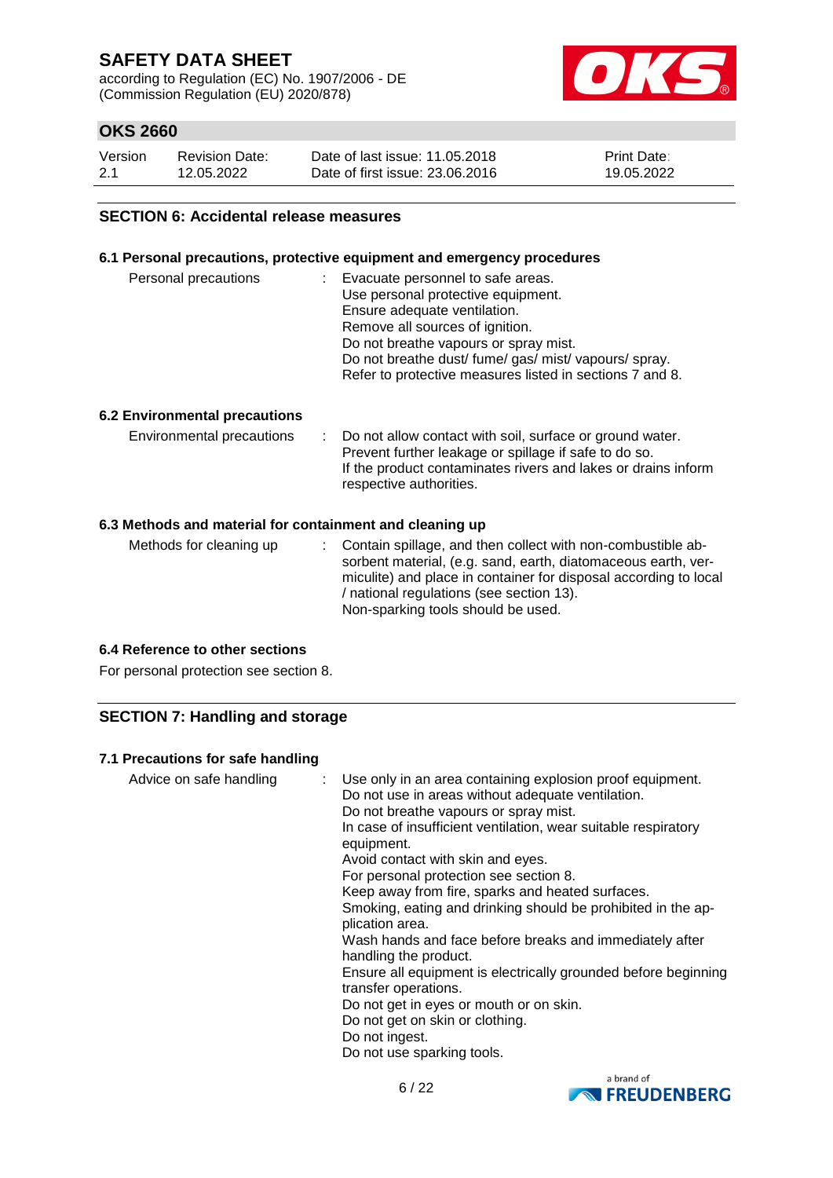## SECTION 6: Accidental release measures

### 6.1 Personal precautions, protective equipment and emergency procedures

| | |
|---|---|
| Personal precautions | Evacuate personnel to safe areas.<br>Use personal protective equipment.<br>Ensure adequate ventilation.<br>Remove all sources of ignition.<br>Do not breathe vapours or spray mist.<br>Do not breathe dust/ fume/ gas/ mist/ vapours/ spray.<br>Refer to protective measures listed in sections 7 and 8. |

### 6.2 Environmental precautions

| | |
|---|---|
| Environmental precautions | Do not allow contact with soil, surface or ground water.<br>Prevent further leakage or spillage if safe to do so.<br>If the product contaminates rivers and lakes or drains inform respective authorities. |

### 6.3 Methods and material for containment and cleaning up

| | |
|---|---|
| Methods for cleaning up | Contain spillage, and then collect with non-combustible absorbent material, (e.g. sand, earth, diatomaceous earth, vermiculite) and place in container for disposal according to local / national regulations (see section 13).<br>Non-sparking tools should be used. |

### 6.4 Reference to other sections

For personal protection see section 8.

## SECTION 7: Handling and storage

### 7.1 Precautions for safe handling

| | |
|---|---|
| Advice on safe handling | Use only in an area containing explosion proof equipment.<br>Do not use in areas without adequate ventilation.<br>Do not breathe vapours or spray mist.<br>In case of insufficient ventilation, wear suitable respiratory equipment.<br>Avoid contact with skin and eyes.<br>For personal protection see section 8.<br>Keep away from fire, sparks and heated surfaces.<br>Smoking, eating and drinking should be prohibited in the application area.<br>Wash hands and face before breaks and immediately after handling the product.<br>Ensure all equipment is electrically grounded before beginning transfer operations.<br>Do not get in eyes or mouth or on skin.<br>Do not get on skin or clothing.<br>Do not ingest.<br>Do not use sparking tools. |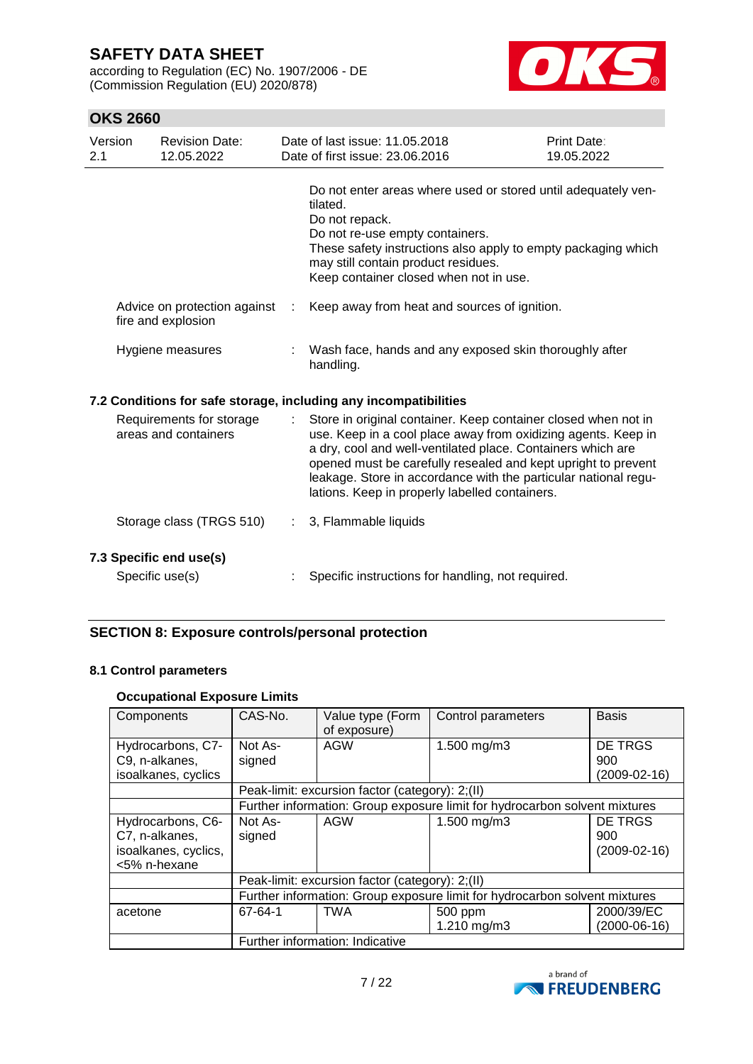Do not enter areas where used or stored until adequately ventilated.
Do not repack.
Do not re-use empty containers.
These safety instructions also apply to empty packaging which may still contain product residues.
Keep container closed when not in use.

Advice on protection against fire and explosion : Keep away from heat and sources of ignition.

Hygiene measures : Wash face, hands and any exposed skin thoroughly after handling.

### 7.2 Conditions for safe storage, including any incompatibilities

Requirements for storage areas and containers : Store in original container. Keep container closed when not in use. Keep in a cool place away from oxidizing agents. Keep in a dry, cool and well-ventilated place. Containers which are opened must be carefully resealed and kept upright to prevent leakage. Store in accordance with the particular national regulations. Keep in properly labelled containers.

Storage class (TRGS 510) : 3, Flammable liquids

### 7.3 Specific end use(s)

Specific use(s) : Specific instructions for handling, not required.

## SECTION 8: Exposure controls/personal protection

### 8.1 Control parameters

**Occupational Exposure Limits**

| Components | CAS-No. | Value type (Form of exposure) | Control parameters | Basis |
|---|---|---|---|---|
| Hydrocarbons, C7-C9, n-alkanes, isoalkanes, cyclics | Not Assigned | AGW | 1.500 mg/m3 | DE TRGS 900 (2009-02-16) |
| | Peak-limit: excursion factor (category): 2;(II) | | | |
| | Further information: Group exposure limit for hydrocarbon solvent mixtures | | | |
| Hydrocarbons, C6-C7, n-alkanes, isoalkanes, cyclics, <5% n-hexane | Not Assigned | AGW | 1.500 mg/m3 | DE TRGS 900 (2009-02-16) |
| | Peak-limit: excursion factor (category): 2;(II) | | | |
| | Further information: Group exposure limit for hydrocarbon solvent mixtures | | | |
| acetone | 67-64-1 | TWA | 500 ppm 1.210 mg/m3 | 2000/39/EC (2000-06-16) |
| | Further information: Indicative | | | |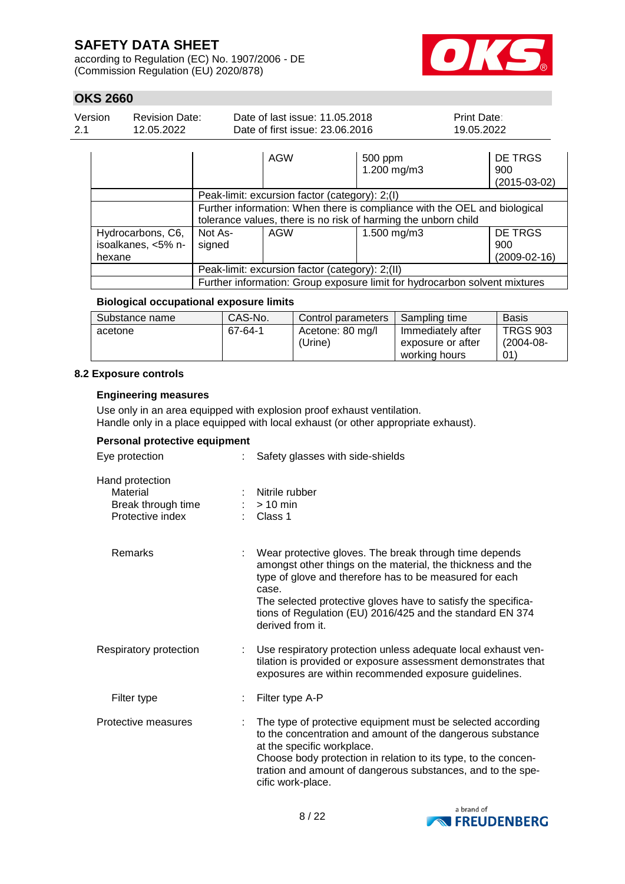| | | AGW | 500 ppm<br>1.200 mg/m3 | DE TRGS 900 (2015-03-02) |
|---|---|---|---|---|
| | Peak-limit: excursion factor (category): 2;(I) | | | |
| | Further information: When there is compliance with the OEL and biological tolerance values, there is no risk of harming the unborn child | | | |
| Hydrocarbons, C6, isoalkanes, <5% n-hexane | Not Assigned | AGW | 1.500 mg/m3 | DE TRGS 900 (2009-02-16) |
| | Peak-limit: excursion factor (category): 2;(II) | | | |
| | Further information: Group exposure limit for hydrocarbon solvent mixtures | | | |

**Biological occupational exposure limits**

| Substance name | CAS-No. | Control parameters | Sampling time | Basis |
|---|---|---|---|---|
| acetone | 67-64-1 | Acetone: 80 mg/l (Urine) | Immediately after exposure or after working hours | TRGS 903 (2004-08-01) |

### 8.2 Exposure controls

**Engineering measures**

Use only in an area equipped with explosion proof exhaust ventilation.
Handle only in a place equipped with local exhaust (or other appropriate exhaust).

**Personal protective equipment**

Eye protection : Safety glasses with side-shields

Hand protection
- Material : Nitrile rubber
- Break through time : > 10 min
- Protective index : Class 1

Remarks : Wear protective gloves. The break through time depends amongst other things on the material, the thickness and the type of glove and therefore has to be measured for each case.
The selected protective gloves have to satisfy the specifications of Regulation (EU) 2016/425 and the standard EN 374 derived from it.

Respiratory protection : Use respiratory protection unless adequate local exhaust ventilation is provided or exposure assessment demonstrates that exposures are within recommended exposure guidelines.

Filter type : Filter type A-P

Protective measures : The type of protective equipment must be selected according to the concentration and amount of the dangerous substance at the specific workplace.
Choose body protection in relation to its type, to the concentration and amount of dangerous substances, and to the specific work-place.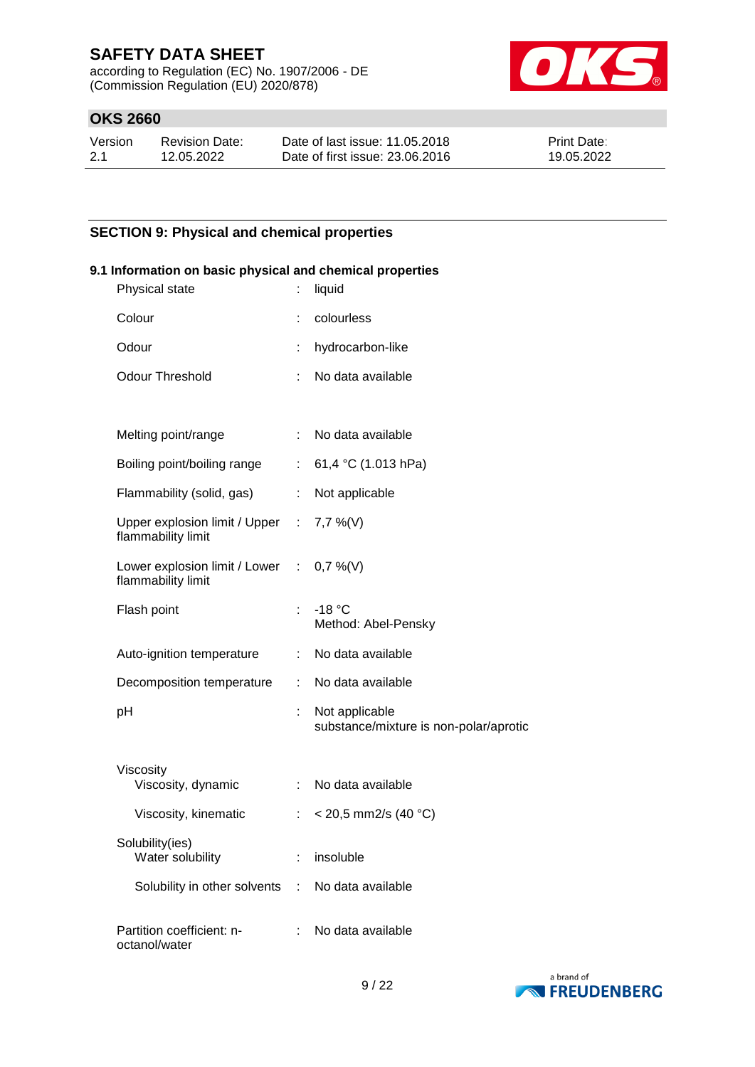## SECTION 9: Physical and chemical properties

### 9.1 Information on basic physical and chemical properties

| Property | | Value |
|---|---|---|
| Physical state | : | liquid |
| Colour | : | colourless |
| Odour | : | hydrocarbon-like |
| Odour Threshold | : | No data available |
| Melting point/range | : | No data available |
| Boiling point/boiling range | : | 61,4 °C (1.013 hPa) |
| Flammability (solid, gas) | : | Not applicable |
| Upper explosion limit / Upper flammability limit | : | 7,7 %(V) |
| Lower explosion limit / Lower flammability limit | : | 0,7 %(V) |
| Flash point | : | -18 °C<br>Method: Abel-Pensky |
| Auto-ignition temperature | : | No data available |
| Decomposition temperature | : | No data available |
| pH | : | Not applicable<br>substance/mixture is non-polar/aprotic |
| Viscosity | | |
| Viscosity, dynamic | : | No data available |
| Viscosity, kinematic | : | < 20,5 mm2/s (40 °C) |
| Solubility(ies) | | |
| Water solubility | : | insoluble |
| Solubility in other solvents | : | No data available |
| Partition coefficient: n-octanol/water | : | No data available |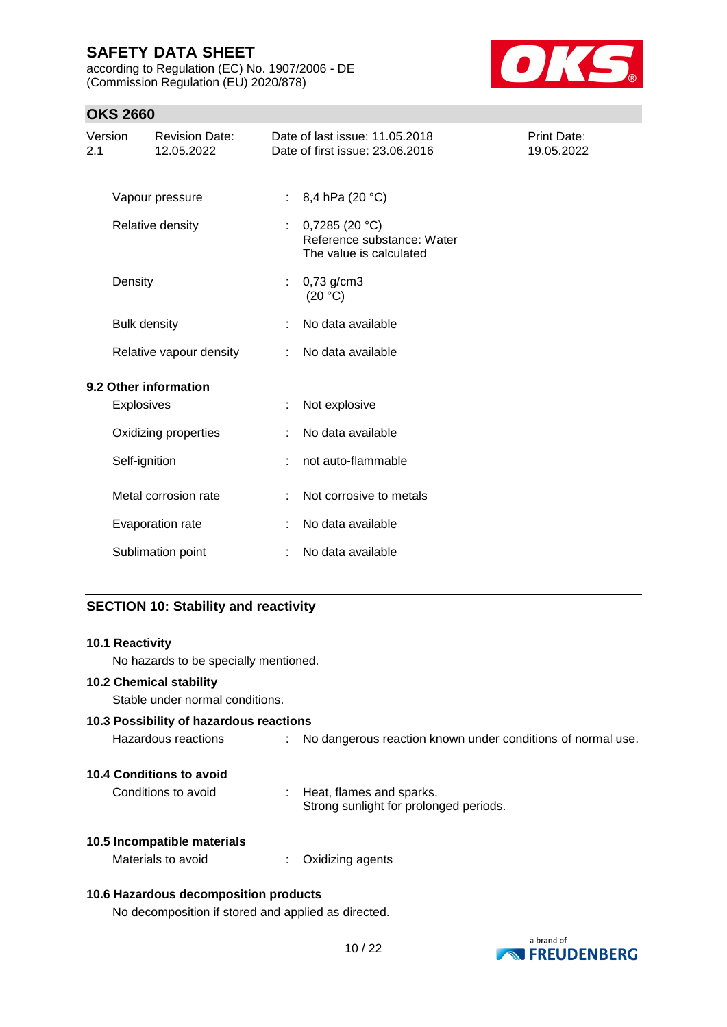| | | |
|---|---|---|
| Vapour pressure | : | 8,4 hPa (20 °C) |
| Relative density | : | 0,7285 (20 °C)<br>Reference substance: Water<br>The value is calculated |
| Density | : | 0,73 g/cm3<br>(20 °C) |
| Bulk density | : | No data available |
| Relative vapour density | : | No data available |

**9.2 Other information**

| | | |
|---|---|---|
| Explosives | : | Not explosive |
| Oxidizing properties | : | No data available |
| Self-ignition | : | not auto-flammable |
| Metal corrosion rate | : | Not corrosive to metals |
| Evaporation rate | : | No data available |
| Sublimation point | : | No data available |

## SECTION 10: Stability and reactivity

**10.1 Reactivity**

No hazards to be specially mentioned.

**10.2 Chemical stability**

Stable under normal conditions.

**10.3 Possibility of hazardous reactions**

Hazardous reactions : No dangerous reaction known under conditions of normal use.

**10.4 Conditions to avoid**

Conditions to avoid : Heat, flames and sparks.
Strong sunlight for prolonged periods.

**10.5 Incompatible materials**

Materials to avoid : Oxidizing agents

**10.6 Hazardous decomposition products**

No decomposition if stored and applied as directed.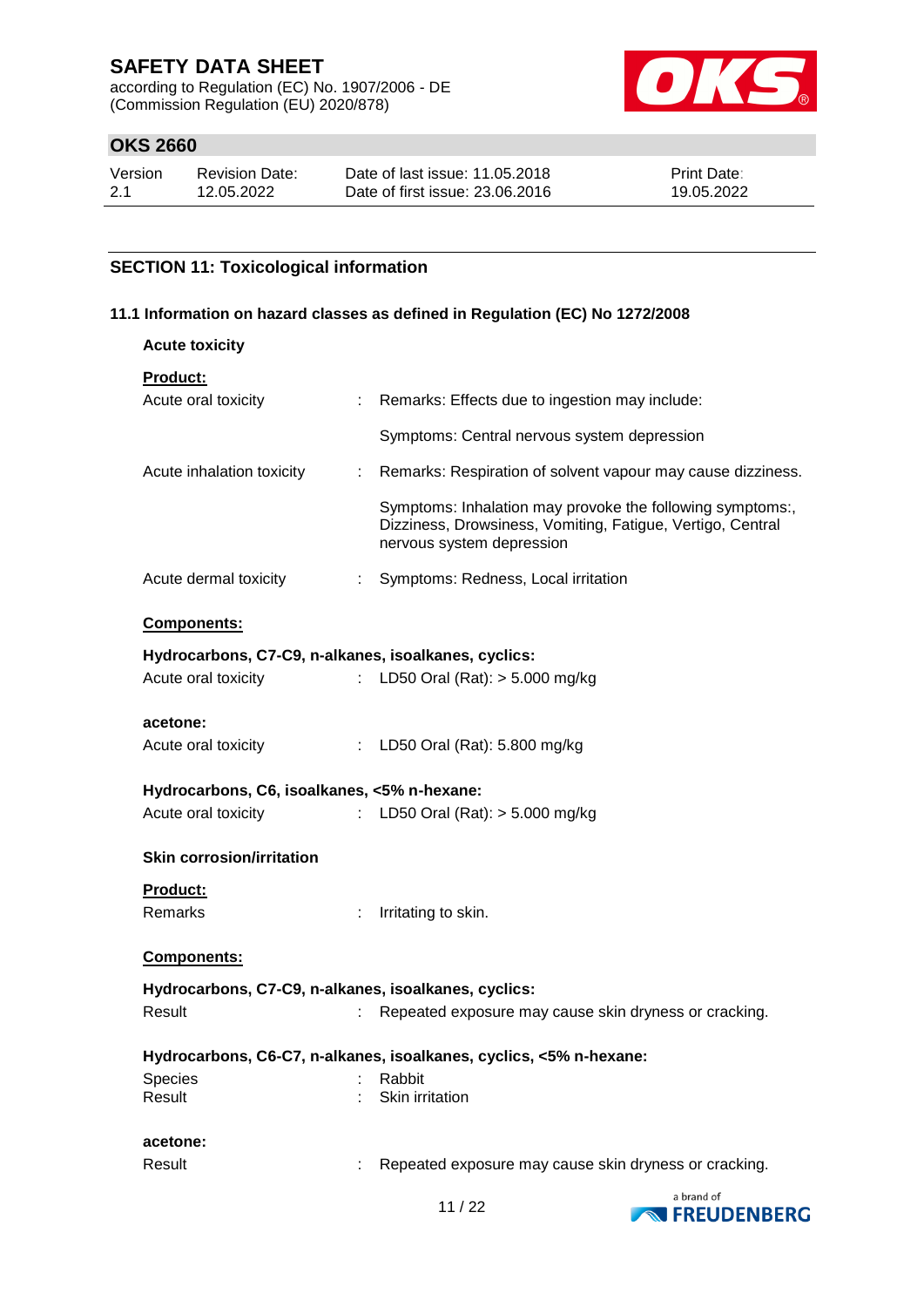## SECTION 11: Toxicological information

### 11.1 Information on hazard classes as defined in Regulation (EC) No 1272/2008

**Acute toxicity**

**Product:**

Acute oral toxicity : Remarks: Effects due to ingestion may include:

Symptoms: Central nervous system depression

Acute inhalation toxicity : Remarks: Respiration of solvent vapour may cause dizziness.

Symptoms: Inhalation may provoke the following symptoms:, Dizziness, Drowsiness, Vomiting, Fatigue, Vertigo, Central nervous system depression

Acute dermal toxicity : Symptoms: Redness, Local irritation

**Components:**

**Hydrocarbons, C7-C9, n-alkanes, isoalkanes, cyclics:**

Acute oral toxicity : LD50 Oral (Rat): > 5.000 mg/kg

**acetone:**

Acute oral toxicity : LD50 Oral (Rat): 5.800 mg/kg

**Hydrocarbons, C6, isoalkanes, <5% n-hexane:**

Acute oral toxicity : LD50 Oral (Rat): > 5.000 mg/kg

**Skin corrosion/irritation**

**Product:**

Remarks : Irritating to skin.

**Components:**

**Hydrocarbons, C7-C9, n-alkanes, isoalkanes, cyclics:**

Result : Repeated exposure may cause skin dryness or cracking.

**Hydrocarbons, C6-C7, n-alkanes, isoalkanes, cyclics, <5% n-hexane:**

Species : Rabbit
Result : Skin irritation

**acetone:**

Result : Repeated exposure may cause skin dryness or cracking.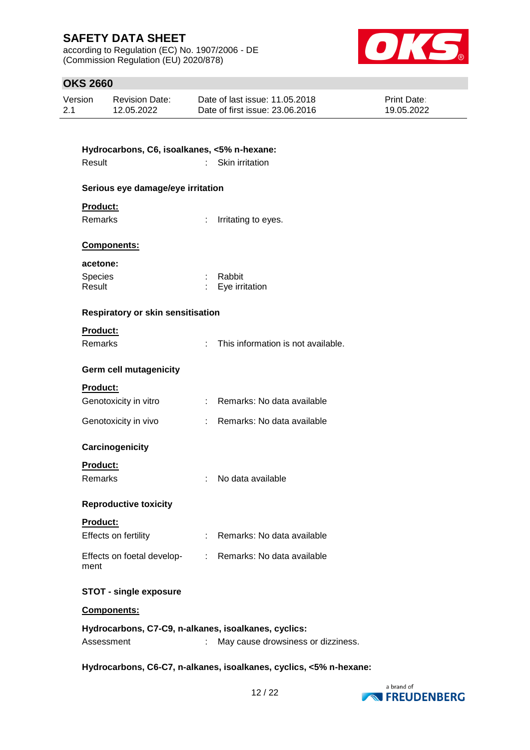**Hydrocarbons, C6, isoalkanes, <5% n-hexane:**

Result : Skin irritation

**Serious eye damage/eye irritation**

**Product:**

Remarks : Irritating to eyes.

**Components:**

**acetone:**

Species : Rabbit
Result : Eye irritation

**Respiratory or skin sensitisation**

**Product:**

Remarks : This information is not available.

**Germ cell mutagenicity**

**Product:**

Genotoxicity in vitro : Remarks: No data available

Genotoxicity in vivo : Remarks: No data available

**Carcinogenicity**

**Product:**

Remarks : No data available

**Reproductive toxicity**

**Product:**

Effects on fertility : Remarks: No data available

Effects on foetal development : Remarks: No data available

**STOT - single exposure**

**Components:**

**Hydrocarbons, C7-C9, n-alkanes, isoalkanes, cyclics:**

Assessment : May cause drowsiness or dizziness.

**Hydrocarbons, C6-C7, n-alkanes, isoalkanes, cyclics, <5% n-hexane:**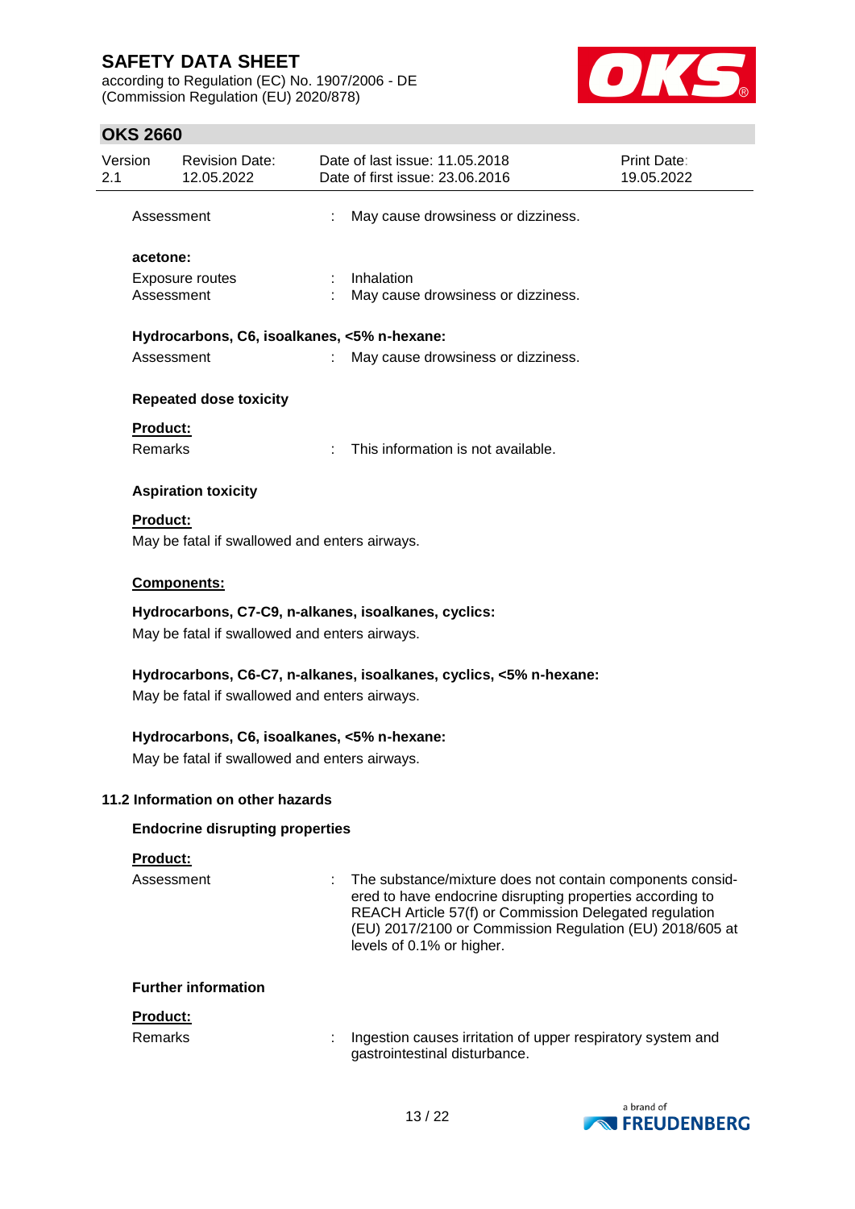Assessment : May cause drowsiness or dizziness.

**acetone:**

Exposure routes : Inhalation

Assessment : May cause drowsiness or dizziness.

**Hydrocarbons, C6, isoalkanes, <5% n-hexane:**

Assessment : May cause drowsiness or dizziness.

**Repeated dose toxicity**

**Product:**

Remarks : This information is not available.

**Aspiration toxicity**

**Product:**

May be fatal if swallowed and enters airways.

**Components:**

**Hydrocarbons, C7-C9, n-alkanes, isoalkanes, cyclics:**

May be fatal if swallowed and enters airways.

**Hydrocarbons, C6-C7, n-alkanes, isoalkanes, cyclics, <5% n-hexane:**

May be fatal if swallowed and enters airways.

**Hydrocarbons, C6, isoalkanes, <5% n-hexane:**

May be fatal if swallowed and enters airways.

## 11.2 Information on other hazards

**Endocrine disrupting properties**

**Product:**

Assessment : The substance/mixture does not contain components considered to have endocrine disrupting properties according to REACH Article 57(f) or Commission Delegated regulation (EU) 2017/2100 or Commission Regulation (EU) 2018/605 at levels of 0.1% or higher.

**Further information**

**Product:**

Remarks : Ingestion causes irritation of upper respiratory system and gastrointestinal disturbance.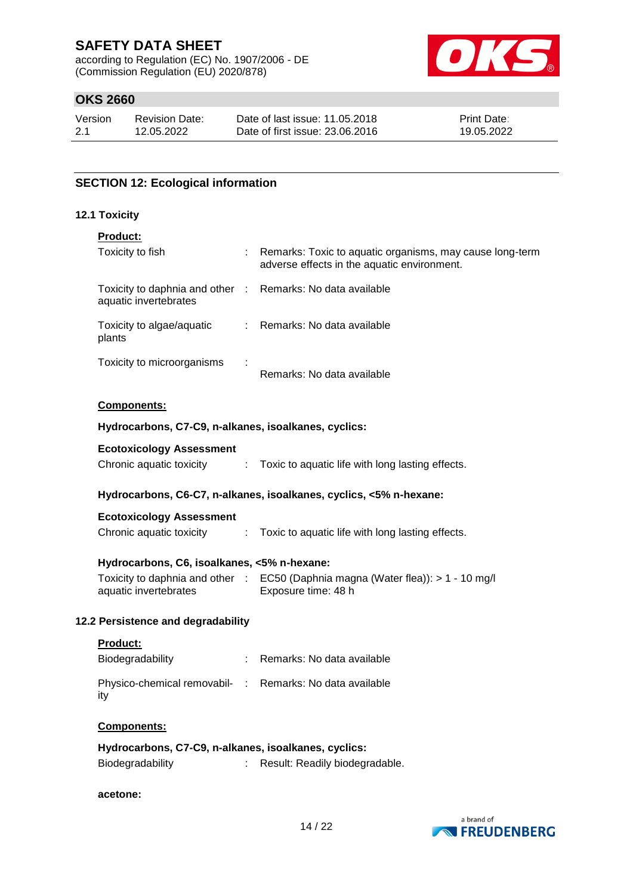## SECTION 12: Ecological information

### 12.1 Toxicity

**Product:**

| | | |
|---|---|---|
| Toxicity to fish | : | Remarks: Toxic to aquatic organisms, may cause long-term adverse effects in the aquatic environment. |
| Toxicity to daphnia and other aquatic invertebrates | : | Remarks: No data available |
| Toxicity to algae/aquatic plants | : | Remarks: No data available |
| Toxicity to microorganisms | : | Remarks: No data available |

**Components:**

**Hydrocarbons, C7-C9, n-alkanes, isoalkanes, cyclics:**

**Ecotoxicology Assessment**

Chronic aquatic toxicity : Toxic to aquatic life with long lasting effects.

**Hydrocarbons, C6-C7, n-alkanes, isoalkanes, cyclics, <5% n-hexane:**

**Ecotoxicology Assessment**

Chronic aquatic toxicity : Toxic to aquatic life with long lasting effects.

**Hydrocarbons, C6, isoalkanes, <5% n-hexane:**

Toxicity to daphnia and other aquatic invertebrates : EC50 (Daphnia magna (Water flea)): > 1 - 10 mg/l
Exposure time: 48 h

### 12.2 Persistence and degradability

**Product:**

| | | |
|---|---|---|
| Biodegradability | : | Remarks: No data available |
| Physico-chemical removability | : | Remarks: No data available |

**Components:**

**Hydrocarbons, C7-C9, n-alkanes, isoalkanes, cyclics:**

Biodegradability : Result: Readily biodegradable.

**acetone:**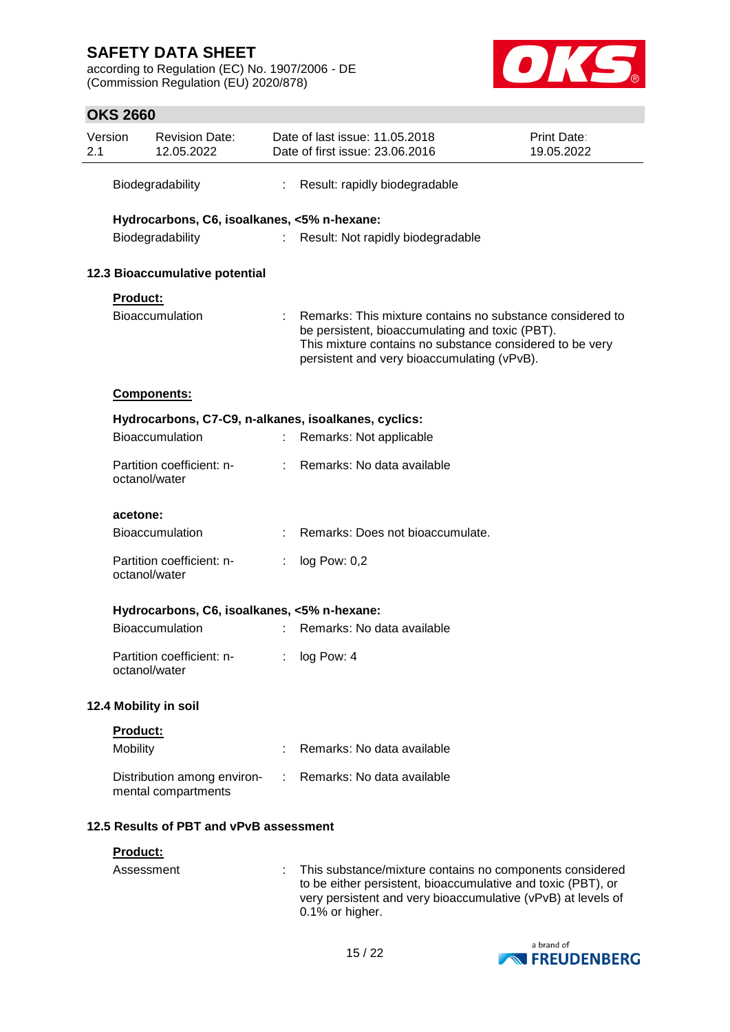Biodegradability : Result: rapidly biodegradable

**Hydrocarbons, C6, isoalkanes, <5% n-hexane:**

Biodegradability : Result: Not rapidly biodegradable

### 12.3 Bioaccumulative potential

**Product:**

| | |
|---|---|
| Bioaccumulation | : Remarks: This mixture contains no substance considered to be persistent, bioaccumulating and toxic (PBT). This mixture contains no substance considered to be very persistent and very bioaccumulating (vPvB). |

**Components:**

**Hydrocarbons, C7-C9, n-alkanes, isoalkanes, cyclics:**

| | |
|---|---|
| Bioaccumulation | : Remarks: Not applicable |
| Partition coefficient: n-octanol/water | : Remarks: No data available |

**acetone:**

| | |
|---|---|
| Bioaccumulation | : Remarks: Does not bioaccumulate. |
| Partition coefficient: n-octanol/water | : log Pow: 0,2 |

**Hydrocarbons, C6, isoalkanes, <5% n-hexane:**

| | |
|---|---|
| Bioaccumulation | : Remarks: No data available |
| Partition coefficient: n-octanol/water | : log Pow: 4 |

### 12.4 Mobility in soil

**Product:**

| | |
|---|---|
| Mobility | : Remarks: No data available |
| Distribution among environmental compartments | : Remarks: No data available |

### 12.5 Results of PBT and vPvB assessment

**Product:**

| | |
|---|---|
| Assessment | : This substance/mixture contains no components considered to be either persistent, bioaccumulative and toxic (PBT), or very persistent and very bioaccumulative (vPvB) at levels of 0.1% or higher. |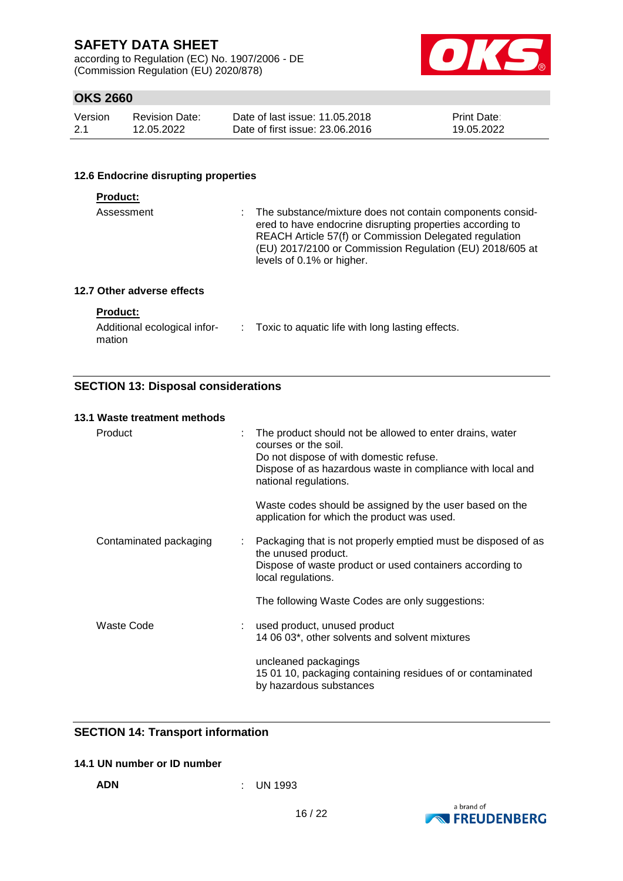#### 12.6 Endocrine disrupting properties

**Product:**

| | |
|---|---|
| Assessment | : The substance/mixture does not contain components considered to have endocrine disrupting properties according to REACH Article 57(f) or Commission Delegated regulation (EU) 2017/2100 or Commission Regulation (EU) 2018/605 at levels of 0.1% or higher. |

#### 12.7 Other adverse effects

**Product:**

| | |
|---|---|
| Additional ecological information | : Toxic to aquatic life with long lasting effects. |

## SECTION 13: Disposal considerations

#### 13.1 Waste treatment methods

| | |
|---|---|
| Product | : The product should not be allowed to enter drains, water courses or the soil.<br>Do not dispose of with domestic refuse.<br>Dispose of as hazardous waste in compliance with local and national regulations.<br><br>Waste codes should be assigned by the user based on the application for which the product was used. |
| Contaminated packaging | : Packaging that is not properly emptied must be disposed of as the unused product.<br>Dispose of waste product or used containers according to local regulations.<br><br>The following Waste Codes are only suggestions: |
| Waste Code | : used product, unused product<br>14 06 03*, other solvents and solvent mixtures<br><br>uncleaned packagings<br>15 01 10, packaging containing residues of or contaminated by hazardous substances |

## SECTION 14: Transport information

#### 14.1 UN number or ID number

| | |
|---|---|
| **ADN** | : UN 1993 |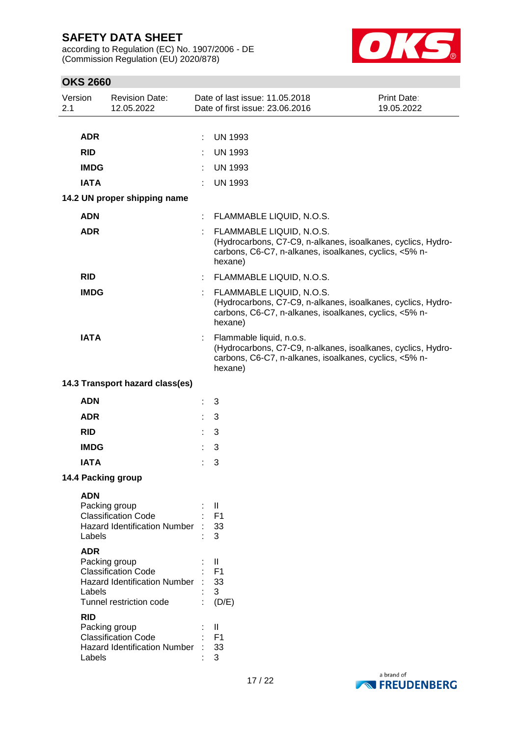| | | |
|---|---|---|
| **ADR** | : | UN 1993 |
| **RID** | : | UN 1993 |
| **IMDG** | : | UN 1993 |
| **IATA** | : | UN 1993 |

**14.2 UN proper shipping name**

| | | |
|---|---|---|
| **ADN** | : | FLAMMABLE LIQUID, N.O.S. |
| **ADR** | : | FLAMMABLE LIQUID, N.O.S. (Hydrocarbons, C7-C9, n-alkanes, isoalkanes, cyclics, Hydrocarbons, C6-C7, n-alkanes, isoalkanes, cyclics, <5% n-hexane) |
| **RID** | : | FLAMMABLE LIQUID, N.O.S. |
| **IMDG** | : | FLAMMABLE LIQUID, N.O.S. (Hydrocarbons, C7-C9, n-alkanes, isoalkanes, cyclics, Hydrocarbons, C6-C7, n-alkanes, isoalkanes, cyclics, <5% n-hexane) |
| **IATA** | : | Flammable liquid, n.o.s. (Hydrocarbons, C7-C9, n-alkanes, isoalkanes, cyclics, Hydrocarbons, C6-C7, n-alkanes, isoalkanes, cyclics, <5% n-hexane) |

**14.3 Transport hazard class(es)**

| | | |
|---|---|---|
| **ADN** | : | 3 |
| **ADR** | : | 3 |
| **RID** | : | 3 |
| **IMDG** | : | 3 |
| **IATA** | : | 3 |

**14.4 Packing group**

**ADN**

| | | |
|---|---|---|
| Packing group | : | II |
| Classification Code | : | F1 |
| Hazard Identification Number | : | 33 |
| Labels | : | 3 |

**ADR**

| | | |
|---|---|---|
| Packing group | : | II |
| Classification Code | : | F1 |
| Hazard Identification Number | : | 33 |
| Labels | : | 3 |
| Tunnel restriction code | : | (D/E) |

**RID**

| | | |
|---|---|---|
| Packing group | : | II |
| Classification Code | : | F1 |
| Hazard Identification Number | : | 33 |
| Labels | : | 3 |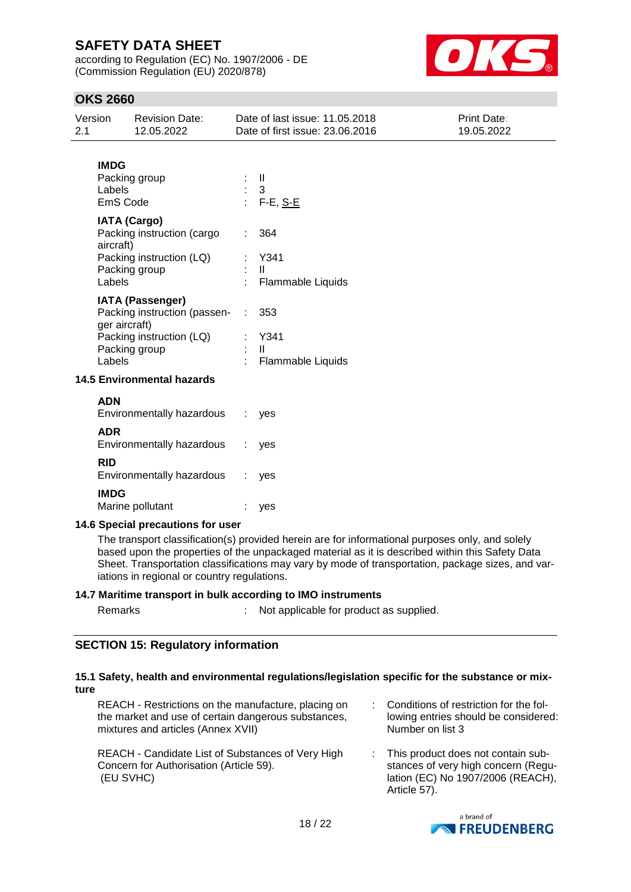**IMDG**

Packing group : II
Labels : 3
EmS Code : F-E, S-E

**IATA (Cargo)**

Packing instruction (cargo aircraft) : 364
Packing instruction (LQ) : Y341
Packing group : II
Labels : Flammable Liquids

**IATA (Passenger)**

Packing instruction (passenger aircraft) : 353
Packing instruction (LQ) : Y341
Packing group : II
Labels : Flammable Liquids

### 14.5 Environmental hazards

**ADN**

Environmentally hazardous : yes

**ADR**

Environmentally hazardous : yes

**RID**

Environmentally hazardous : yes

**IMDG**

Marine pollutant : yes

### 14.6 Special precautions for user

The transport classification(s) provided herein are for informational purposes only, and solely based upon the properties of the unpackaged material as it is described within this Safety Data Sheet. Transportation classifications may vary by mode of transportation, package sizes, and variations in regional or country regulations.

### 14.7 Maritime transport in bulk according to IMO instruments

Remarks : Not applicable for product as supplied.

## SECTION 15: Regulatory information

### 15.1 Safety, health and environmental regulations/legislation specific for the substance or mixture

REACH - Restrictions on the manufacture, placing on the market and use of certain dangerous substances, mixtures and articles (Annex XVII) : Conditions of restriction for the following entries should be considered: Number on list 3

REACH - Candidate List of Substances of Very High Concern for Authorisation (Article 59). (EU SVHC) : This product does not contain substances of very high concern (Regulation (EC) No 1907/2006 (REACH), Article 57).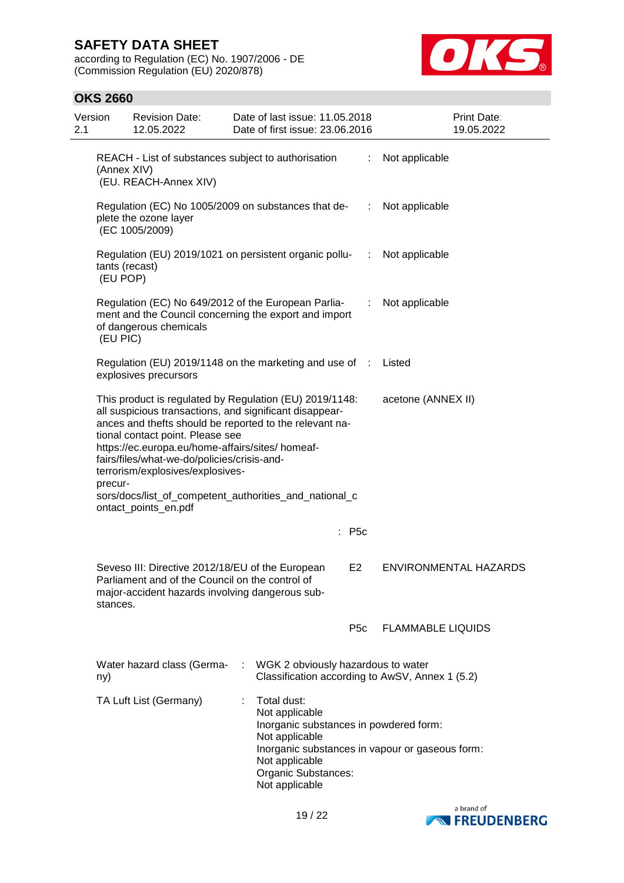REACH - List of substances subject to authorisation (Annex XIV)
(EU. REACH-Annex XIV) : Not applicable

Regulation (EC) No 1005/2009 on substances that deplete the ozone layer
(EC 1005/2009) : Not applicable

Regulation (EU) 2019/1021 on persistent organic pollutants (recast)
(EU POP) : Not applicable

Regulation (EC) No 649/2012 of the European Parliament and the Council concerning the export and import of dangerous chemicals
(EU PIC) : Not applicable

Regulation (EU) 2019/1148 on the marketing and use of explosives precursors : Listed

This product is regulated by Regulation (EU) 2019/1148: all suspicious transactions, and significant disappearances and thefts should be reported to the relevant national contact point. Please see https://ec.europa.eu/home-affairs/sites/ homeaffairs/files/what-we-do/policies/crisis-and-terrorism/explosives/explosives-precursors/docs/list_of_competent_authorities_and_national_contact_points_en.pdf — acetone (ANNEX II)

: P5c

| Seveso III: Directive 2012/18/EU of the European Parliament and the Council on the control of major-accident hazards involving dangerous substances. | E2 | ENVIRONMENTAL HAZARDS |
|---|---|---|
| | P5c | FLAMMABLE LIQUIDS |

Water hazard class (Germany) : WGK 2 obviously hazardous to water
Classification according to AwSV, Annex 1 (5.2)

TA Luft List (Germany) : Total dust:
Not applicable
Inorganic substances in powdered form:
Not applicable
Inorganic substances in vapour or gaseous form:
Not applicable
Organic Substances:
Not applicable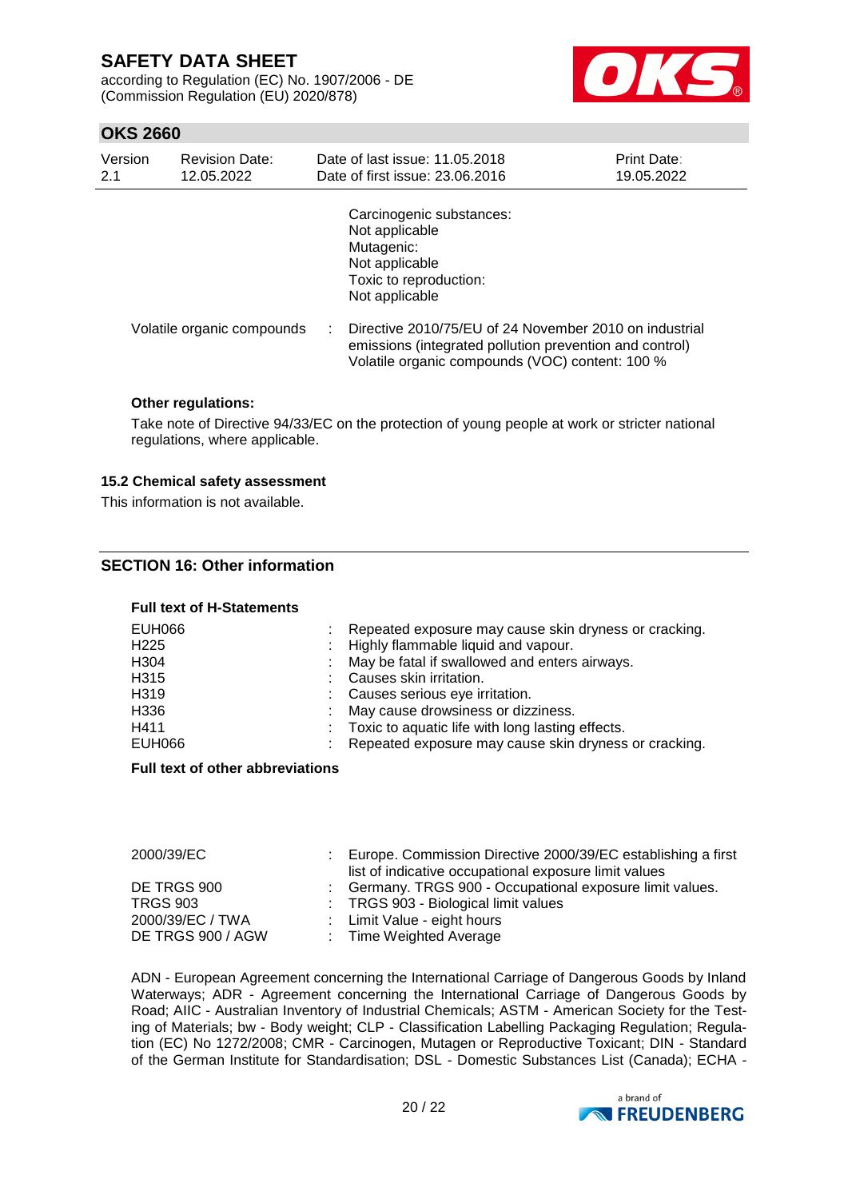Carcinogenic substances:
Not applicable
Mutagenic:
Not applicable
Toxic to reproduction:
Not applicable

| | | |
|---|---|---|
| Volatile organic compounds | : | Directive 2010/75/EU of 24 November 2010 on industrial emissions (integrated pollution prevention and control) Volatile organic compounds (VOC) content: 100 % |

**Other regulations:**

Take note of Directive 94/33/EC on the protection of young people at work or stricter national regulations, where applicable.

### 15.2 Chemical safety assessment

This information is not available.

## SECTION 16: Other information

**Full text of H-Statements**

| | | |
|---|---|---|
| EUH066 | : | Repeated exposure may cause skin dryness or cracking. |
| H225 | : | Highly flammable liquid and vapour. |
| H304 | : | May be fatal if swallowed and enters airways. |
| H315 | : | Causes skin irritation. |
| H319 | : | Causes serious eye irritation. |
| H336 | : | May cause drowsiness or dizziness. |
| H411 | : | Toxic to aquatic life with long lasting effects. |
| EUH066 | : | Repeated exposure may cause skin dryness or cracking. |

**Full text of other abbreviations**

| | | |
|---|---|---|
| 2000/39/EC | : | Europe. Commission Directive 2000/39/EC establishing a first list of indicative occupational exposure limit values |
| DE TRGS 900 | : | Germany. TRGS 900 - Occupational exposure limit values. |
| TRGS 903 | : | TRGS 903 - Biological limit values |
| 2000/39/EC / TWA | : | Limit Value - eight hours |
| DE TRGS 900 / AGW | : | Time Weighted Average |

ADN - European Agreement concerning the International Carriage of Dangerous Goods by Inland Waterways; ADR - Agreement concerning the International Carriage of Dangerous Goods by Road; AIIC - Australian Inventory of Industrial Chemicals; ASTM - American Society for the Testing of Materials; bw - Body weight; CLP - Classification Labelling Packaging Regulation; Regulation (EC) No 1272/2008; CMR - Carcinogen, Mutagen or Reproductive Toxicant; DIN - Standard of the German Institute for Standardisation; DSL - Domestic Substances List (Canada); ECHA -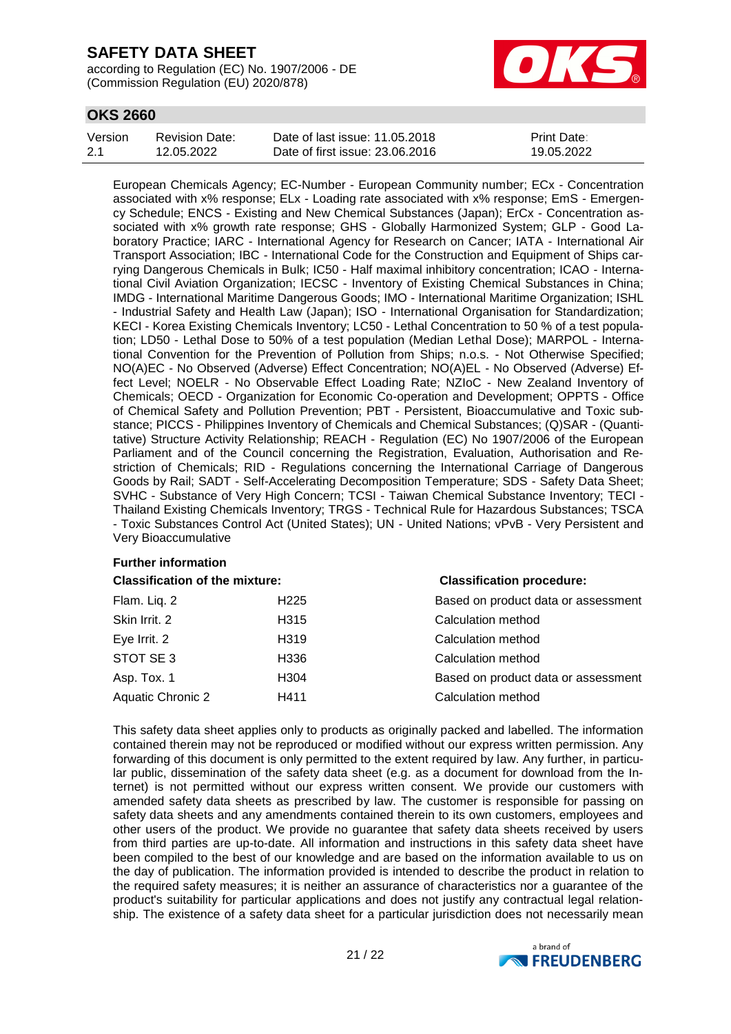European Chemicals Agency; EC-Number - European Community number; ECx - Concentration associated with x% response; ELx - Loading rate associated with x% response; EmS - Emergency Schedule; ENCS - Existing and New Chemical Substances (Japan); ErCx - Concentration associated with x% growth rate response; GHS - Globally Harmonized System; GLP - Good Laboratory Practice; IARC - International Agency for Research on Cancer; IATA - International Air Transport Association; IBC - International Code for the Construction and Equipment of Ships carrying Dangerous Chemicals in Bulk; IC50 - Half maximal inhibitory concentration; ICAO - International Civil Aviation Organization; IECSC - Inventory of Existing Chemical Substances in China; IMDG - International Maritime Dangerous Goods; IMO - International Maritime Organization; ISHL - Industrial Safety and Health Law (Japan); ISO - International Organisation for Standardization; KECI - Korea Existing Chemicals Inventory; LC50 - Lethal Concentration to 50 % of a test population; LD50 - Lethal Dose to 50% of a test population (Median Lethal Dose); MARPOL - International Convention for the Prevention of Pollution from Ships; n.o.s. - Not Otherwise Specified; NO(A)EC - No Observed (Adverse) Effect Concentration; NO(A)EL - No Observed (Adverse) Effect Level; NOELR - No Observable Effect Loading Rate; NZIoC - New Zealand Inventory of Chemicals; OECD - Organization for Economic Co-operation and Development; OPPTS - Office of Chemical Safety and Pollution Prevention; PBT - Persistent, Bioaccumulative and Toxic substance; PICCS - Philippines Inventory of Chemicals and Chemical Substances; (Q)SAR - (Quantitative) Structure Activity Relationship; REACH - Regulation (EC) No 1907/2006 of the European Parliament and of the Council concerning the Registration, Evaluation, Authorisation and Restriction of Chemicals; RID - Regulations concerning the International Carriage of Dangerous Goods by Rail; SADT - Self-Accelerating Decomposition Temperature; SDS - Safety Data Sheet; SVHC - Substance of Very High Concern; TCSI - Taiwan Chemical Substance Inventory; TECI - Thailand Existing Chemicals Inventory; TRGS - Technical Rule for Hazardous Substances; TSCA - Toxic Substances Control Act (United States); UN - United Nations; vPvB - Very Persistent and Very Bioaccumulative

**Further information**

| Classification of the mixture: | | Classification procedure: |
|---|---|---|
| Flam. Liq. 2 | H225 | Based on product data or assessment |
| Skin Irrit. 2 | H315 | Calculation method |
| Eye Irrit. 2 | H319 | Calculation method |
| STOT SE 3 | H336 | Calculation method |
| Asp. Tox. 1 | H304 | Based on product data or assessment |
| Aquatic Chronic 2 | H411 | Calculation method |

This safety data sheet applies only to products as originally packed and labelled. The information contained therein may not be reproduced or modified without our express written permission. Any forwarding of this document is only permitted to the extent required by law. Any further, in particular public, dissemination of the safety data sheet (e.g. as a document for download from the Internet) is not permitted without our express written consent. We provide our customers with amended safety data sheets as prescribed by law. The customer is responsible for passing on safety data sheets and any amendments contained therein to its own customers, employees and other users of the product. We provide no guarantee that safety data sheets received by users from third parties are up-to-date. All information and instructions in this safety data sheet have been compiled to the best of our knowledge and are based on the information available to us on the day of publication. The information provided is intended to describe the product in relation to the required safety measures; it is neither an assurance of characteristics nor a guarantee of the product's suitability for particular applications and does not justify any contractual legal relationship. The existence of a safety data sheet for a particular jurisdiction does not necessarily mean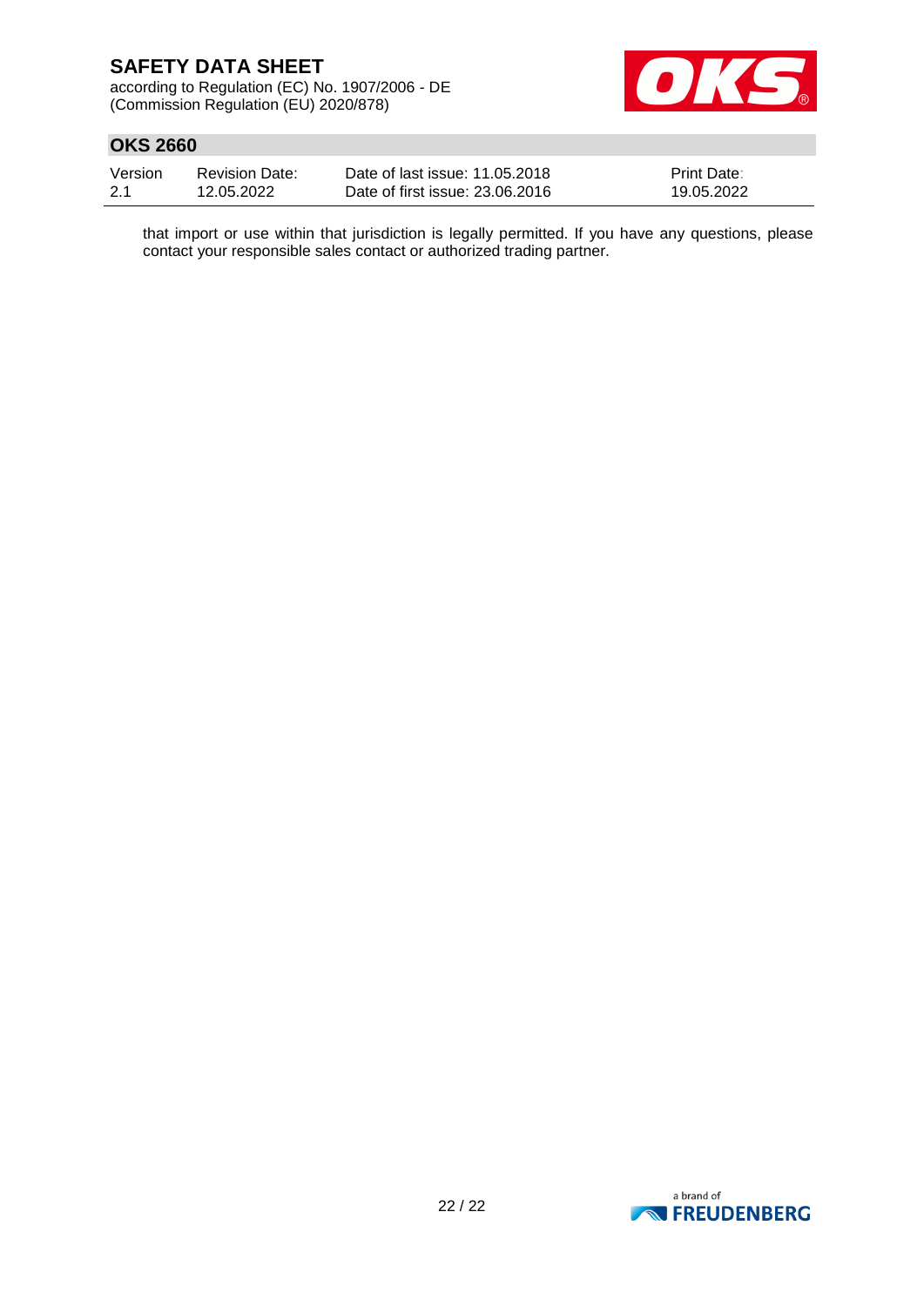that import or use within that jurisdiction is legally permitted. If you have any questions, please contact your responsible sales contact or authorized trading partner.